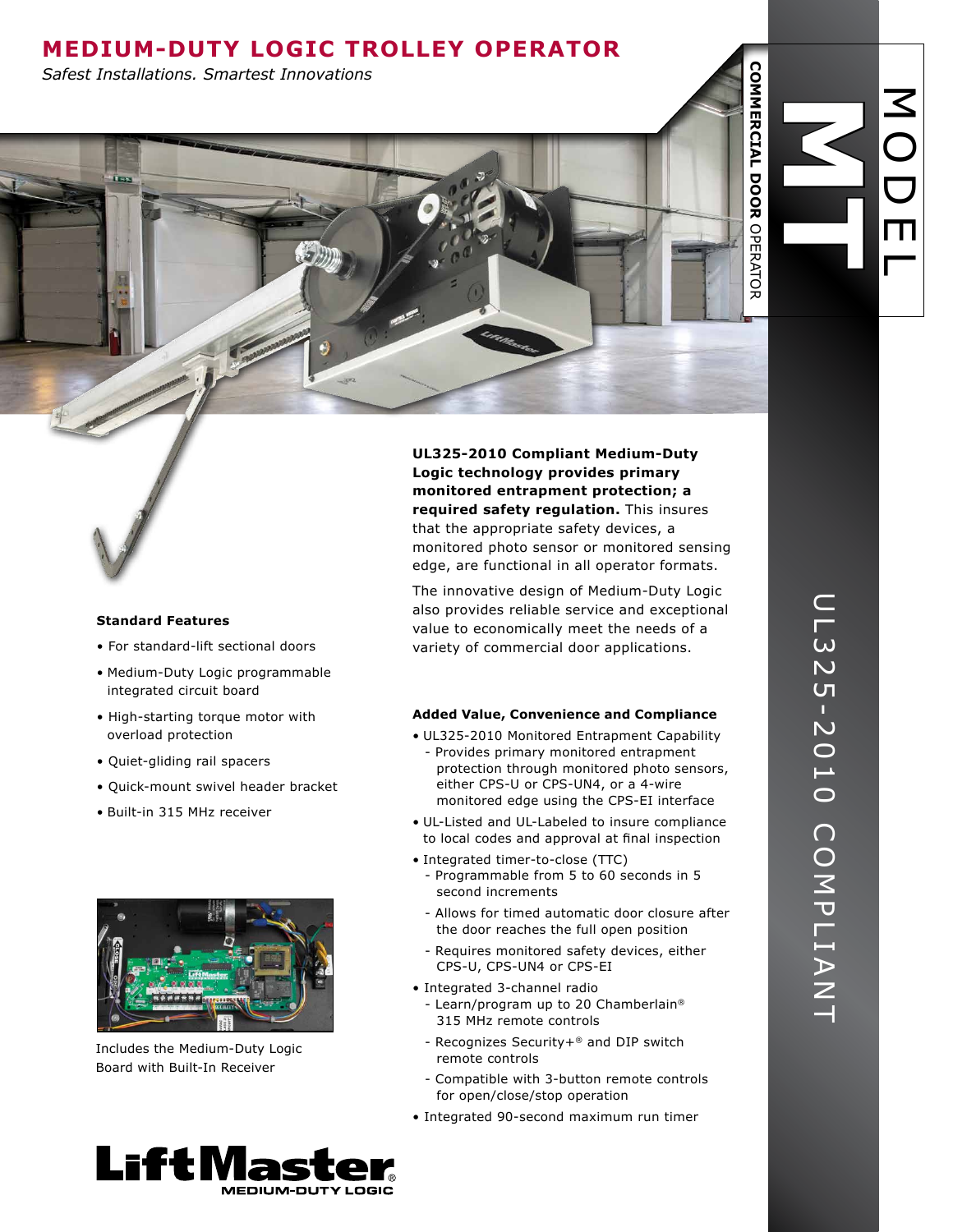# MEDIUM-DUTY LOGIC TROLLEY OPERATOR

*Safest Installations. Smartest Innovations*

COMMERCIAL DOOR OPERATOR

MODEL MT

UL325-2010 COMPLIANT

**UL325-2010 Compliant Medium-Duty Logic technology provides primary monitored entrapment protection; a required safety regulation.** This insures that the appropriate safety devices, a monitored photo sensor or monitored sensing edge, are functional in all operator formats.

The innovative design of Medium-Duty Logic also provides reliable service and exceptional value to economically meet the needs of a variety of commercial door applications.

**Standard Features**

- For standard-lift sectional doors
- Medium-Duty Logic programmable integrated circuit board
- High-starting torque motor with overload protection
- Quiet-gliding rail spacers
- Quick-mount swivel header bracket
- Built-in 315 MHz receiver

Includes the Medium-Duty Logic Board with Built-In Receiver

**Added Value, Convenience and Compliance**

- UL325-2010 Monitored Entrapment Capability
  - Provides primary monitored entrapment protection through monitored photo sensors, either CPS-U or CPS-UN4, or a 4-wire monitored edge using the CPS-EI interface
- UL-Listed and UL-Labeled to insure compliance to local codes and approval at final inspection
- Integrated timer-to-close (TTC)
  - Programmable from 5 to 60 seconds in 5 second increments
  - Allows for timed automatic door closure after the door reaches the full open position
  - Requires monitored safety devices, either CPS-U, CPS-UN4 or CPS-EI
- Integrated 3-channel radio
  - Learn/program up to 20 Chamberlain® 315 MHz remote controls
  - Recognizes Security+® and DIP switch remote controls
  - Compatible with 3-button remote controls for open/close/stop operation
- Integrated 90-second maximum run timer

LiftMaster® MEDIUM-DUTY LOGIC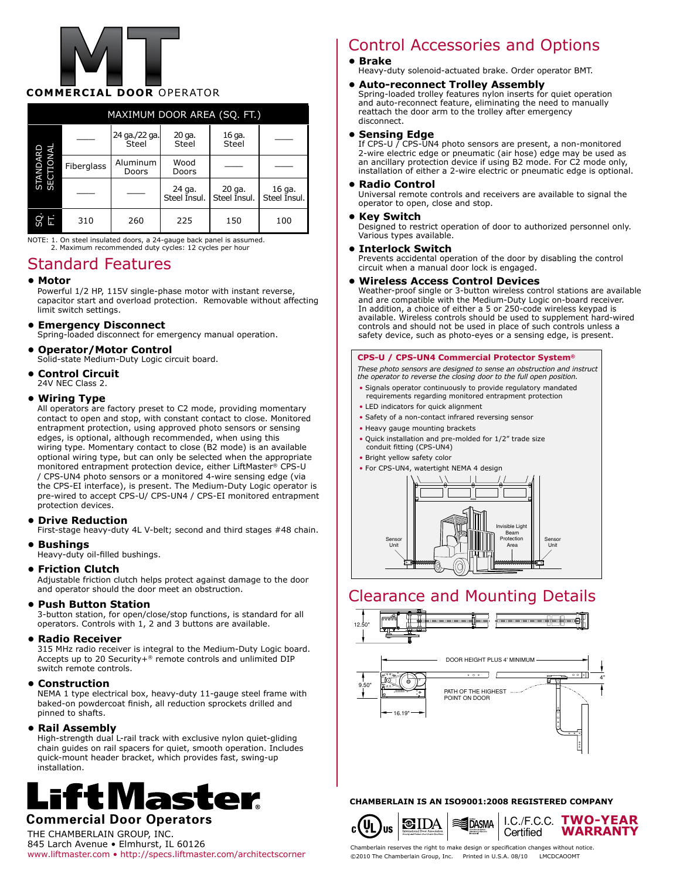# MT

**COMMERCIAL DOOR** OPERATOR

| | MAXIMUM DOOR AREA (SQ. FT.) | | | | |
|---|---|---|---|---|---|
| STANDARD SECTIONAL | —— | 24 ga./22 ga. Steel | 20 ga. Steel | 16 ga. Steel | —— |
| | Fiberglass | Aluminum Doors | Wood Doors | —— | —— |
| | —— | —— | 24 ga. Steel Insul. | 20 ga. Steel Insul. | 16 ga. Steel Insul. |
| SQ. FT. | 310 | 260 | 225 | 150 | 100 |

NOTE: 1. On steel insulated doors, a 24-gauge back panel is assumed.
2. Maximum recommended duty cycles: 12 cycles per hour

## Standard Features

- **Motor**
  Powerful 1/2 HP, 115V single-phase motor with instant reverse, capacitor start and overload protection. Removable without affecting limit switch settings.
- **Emergency Disconnect**
  Spring-loaded disconnect for emergency manual operation.
- **Operator/Motor Control**
  Solid-state Medium-Duty Logic circuit board.
- **Control Circuit**
  24V NEC Class 2.
- **Wiring Type**
  All operators are factory preset to C2 mode, providing momentary contact to open and stop, with constant contact to close. Monitored entrapment protection, using approved photo sensors or sensing edges, is optional, although recommended, when using this wiring type. Momentary contact to close (B2 mode) is an available optional wiring type, but can only be selected when the appropriate monitored entrapment protection device, either LiftMaster® CPS-U / CPS-UN4 photo sensors or a monitored 4-wire sensing edge (via the CPS-EI interface), is present. The Medium-Duty Logic operator is pre-wired to accept CPS-U/ CPS-UN4 / CPS-EI monitored entrapment protection devices.
- **Drive Reduction**
  First-stage heavy-duty 4L V-belt; second and third stages #48 chain.
- **Bushings**
  Heavy-duty oil-filled bushings.
- **Friction Clutch**
  Adjustable friction clutch helps protect against damage to the door and operator should the door meet an obstruction.
- **Push Button Station**
  3-button station, for open/close/stop functions, is standard for all operators. Controls with 1, 2 and 3 buttons are available.
- **Radio Receiver**
  315 MHz radio receiver is integral to the Medium-Duty Logic board. Accepts up to 20 Security+® remote controls and unlimited DIP switch remote controls.
- **Construction**
  NEMA 1 type electrical box, heavy-duty 11-gauge steel frame with baked-on powdercoat finish, all reduction sprockets drilled and pinned to shafts.
- **Rail Assembly**
  High-strength dual L-rail track with exclusive nylon quiet-gliding chain guides on rail spacers for quiet, smooth operation. Includes quick-mount header bracket, which provides fast, swing-up installation.

**LiftMaster®**
**Commercial Door Operators**
THE CHAMBERLAIN GROUP, INC.
845 Larch Avenue • Elmhurst, IL 60126
www.liftmaster.com • http://specs.liftmaster.com/architectscorner

## Control Accessories and Options

- **Brake**
  Heavy-duty solenoid-actuated brake. Order operator BMT.
- **Auto-reconnect Trolley Assembly**
  Spring-loaded trolley features nylon inserts for quiet operation and auto-reconnect feature, eliminating the need to manually reattach the door arm to the trolley after emergency disconnect.
- **Sensing Edge**
  If CPS-U / CPS-UN4 photo sensors are present, a non-monitored 2-wire electric edge or pneumatic (air hose) edge may be used as an ancillary protection device if using B2 mode. For C2 mode only, installation of either a 2-wire electric or pneumatic edge is optional.
- **Radio Control**
  Universal remote controls and receivers are available to signal the operator to open, close and stop.
- **Key Switch**
  Designed to restrict operation of door to authorized personnel only. Various types available.
- **Interlock Switch**
  Prevents accidental operation of the door by disabling the control circuit when a manual door lock is engaged.
- **Wireless Access Control Devices**
  Weather-proof single or 3-button wireless control stations are available and are compatible with the Medium-Duty Logic on-board receiver. In addition, a choice of either a 5 or 250-code wireless keypad is available. Wireless controls should be used to supplement hard-wired controls and should not be used in place of such controls unless a safety device, such as photo-eyes or a sensing edge, is present.

### CPS-U / CPS-UN4 Commercial Protector System®

*These photo sensors are designed to sense an obstruction and instruct the operator to reverse the closing door to the full open position.*

- Signals operator continuously to provide regulatory mandated requirements regarding monitored entrapment protection
- LED indicators for quick alignment
- Safety of a non-contact infrared reversing sensor
- Heavy gauge mounting brackets
- Quick installation and pre-molded for 1/2" trade size conduit fitting (CPS-UN4)
- Bright yellow safety color
- For CPS-UN4, watertight NEMA 4 design

Sensor Unit
Invisible Light Beam Protection Area
Sensor Unit

## Clearance and Mounting Details

12.50"
DOOR HEIGHT PLUS 4' MINIMUM
4"
9.50"
PATH OF THE HIGHEST POINT ON DOOR
16.19"

**CHAMBERLAIN IS AN ISO9001:2008 REGISTERED COMPANY**

I.C./F.C.C. Certified **TWO-YEAR WARRANTY**

Chamberlain reserves the right to make design or specification changes without notice.
©2010 The Chamberlain Group, Inc. Printed in U.S.A. 08/10 LMCDCAOOMT